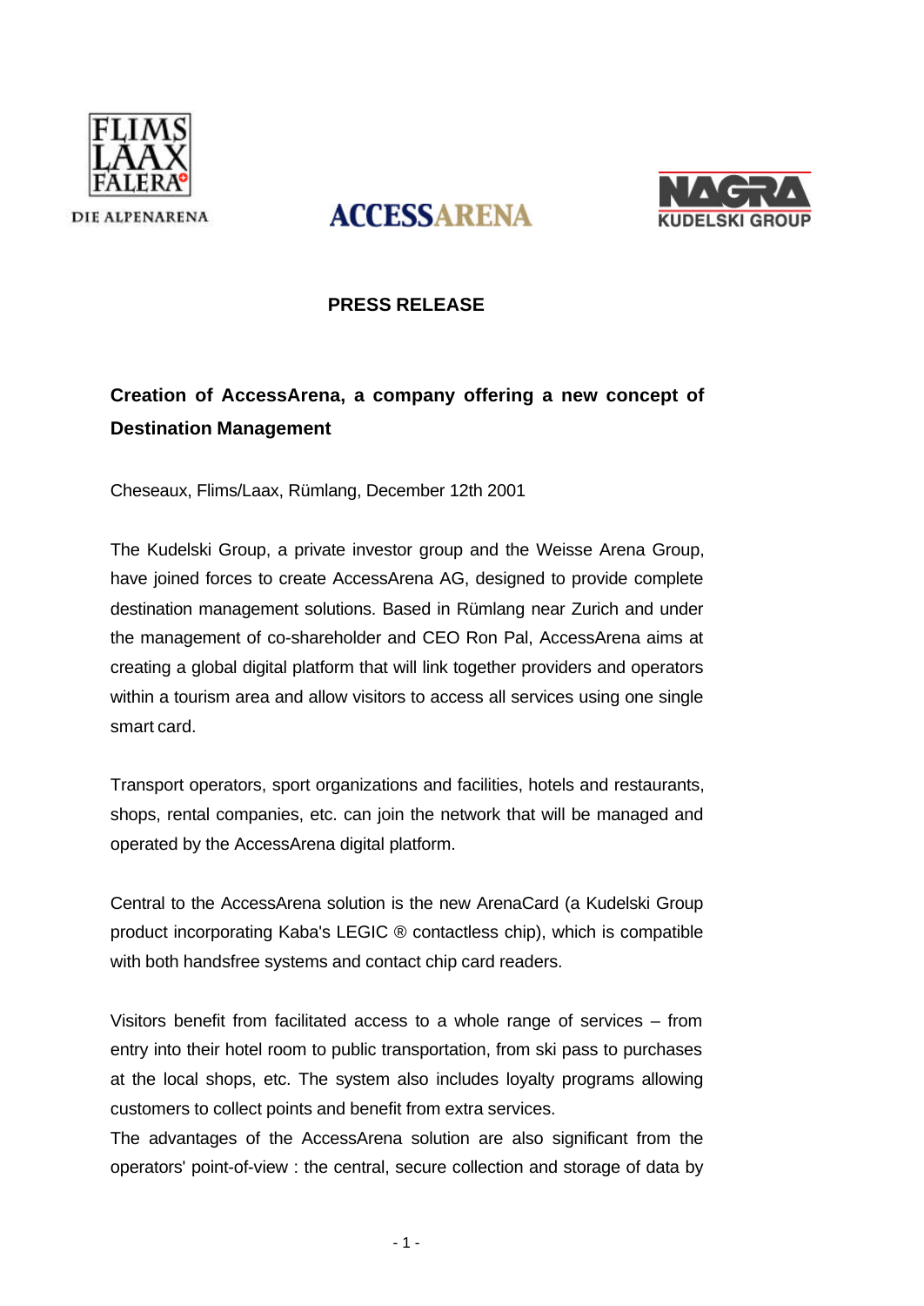FLIMS LAAX FALERA

DIE ALPENARENA

ACCESSARENA

NAGRA KUDELSKI GROUP

**PRESS RELEASE**

## Creation of AccessArena, a company offering a new concept of Destination Management

Cheseaux, Flims/Laax, Rümlang, December 12th 2001

The Kudelski Group, a private investor group and the Weisse Arena Group, have joined forces to create AccessArena AG, designed to provide complete destination management solutions. Based in Rümlang near Zurich and under the management of co-shareholder and CEO Ron Pal, AccessArena aims at creating a global digital platform that will link together providers and operators within a tourism area and allow visitors to access all services using one single smart card.

Transport operators, sport organizations and facilities, hotels and restaurants, shops, rental companies, etc. can join the network that will be managed and operated by the AccessArena digital platform.

Central to the AccessArena solution is the new ArenaCard (a Kudelski Group product incorporating Kaba's LEGIC ® contactless chip), which is compatible with both handsfree systems and contact chip card readers.

Visitors benefit from facilitated access to a whole range of services – from entry into their hotel room to public transportation, from ski pass to purchases at the local shops, etc. The system also includes loyalty programs allowing customers to collect points and benefit from extra services.
The advantages of the AccessArena solution are also significant from the operators' point-of-view : the central, secure collection and storage of data by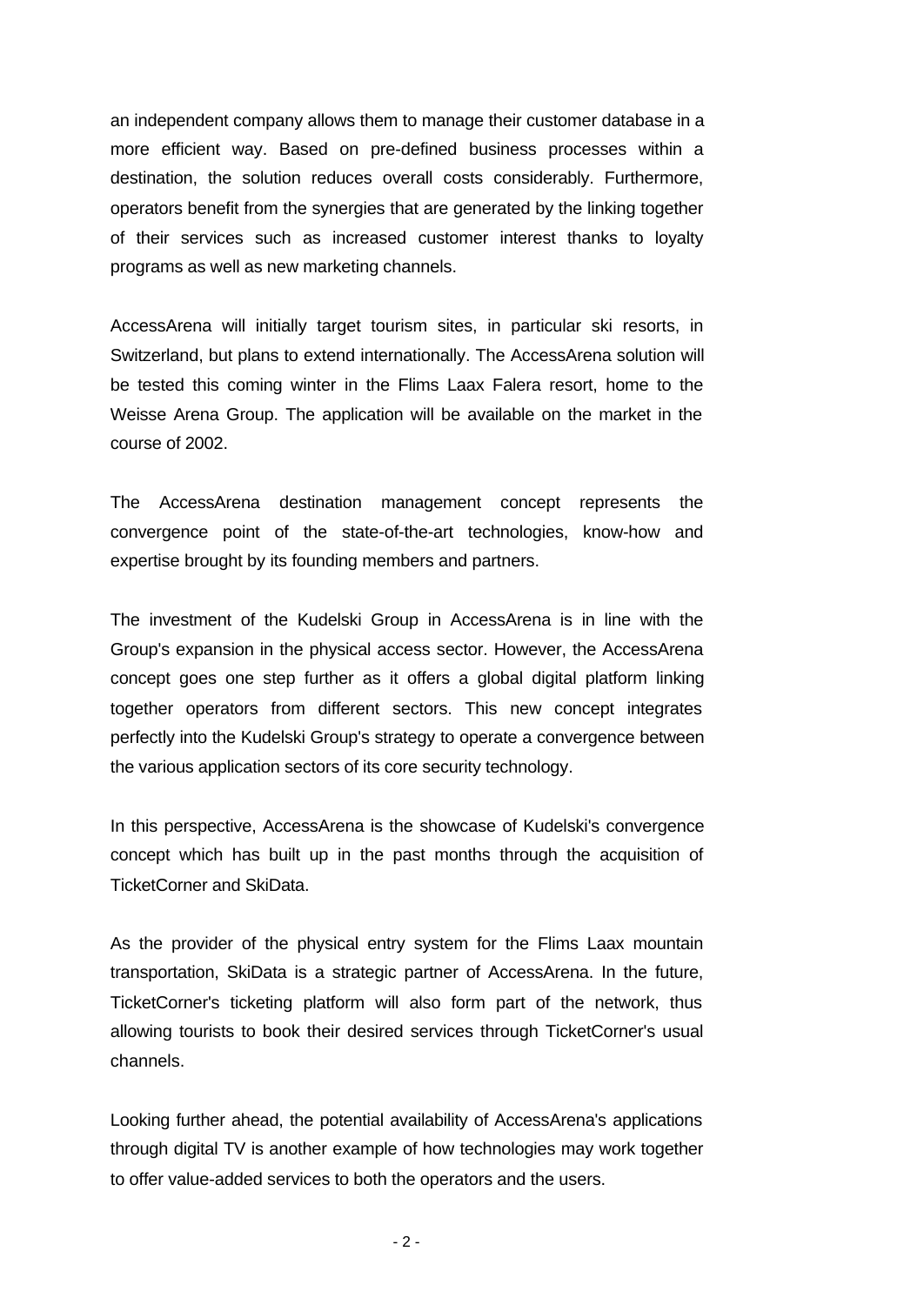an independent company allows them to manage their customer database in a more efficient way. Based on pre-defined business processes within a destination, the solution reduces overall costs considerably. Furthermore, operators benefit from the synergies that are generated by the linking together of their services such as increased customer interest thanks to loyalty programs as well as new marketing channels.

AccessArena will initially target tourism sites, in particular ski resorts, in Switzerland, but plans to extend internationally. The AccessArena solution will be tested this coming winter in the Flims Laax Falera resort, home to the Weisse Arena Group. The application will be available on the market in the course of 2002.

The AccessArena destination management concept represents the convergence point of the state-of-the-art technologies, know-how and expertise brought by its founding members and partners.

The investment of the Kudelski Group in AccessArena is in line with the Group's expansion in the physical access sector. However, the AccessArena concept goes one step further as it offers a global digital platform linking together operators from different sectors. This new concept integrates perfectly into the Kudelski Group's strategy to operate a convergence between the various application sectors of its core security technology.

In this perspective, AccessArena is the showcase of Kudelski's convergence concept which has built up in the past months through the acquisition of TicketCorner and SkiData.

As the provider of the physical entry system for the Flims Laax mountain transportation, SkiData is a strategic partner of AccessArena. In the future, TicketCorner's ticketing platform will also form part of the network, thus allowing tourists to book their desired services through TicketCorner's usual channels.

Looking further ahead, the potential availability of AccessArena's applications through digital TV is another example of how technologies may work together to offer value-added services to both the operators and the users.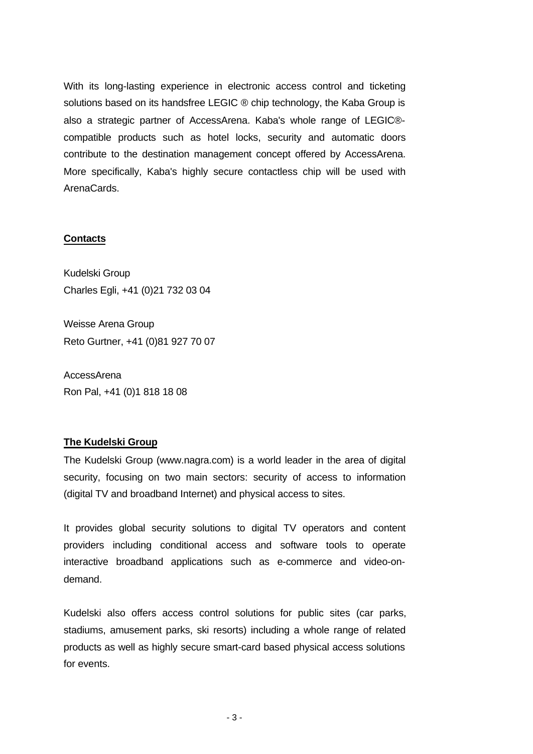With its long-lasting experience in electronic access control and ticketing solutions based on its handsfree LEGIC ® chip technology, the Kaba Group is also a strategic partner of AccessArena. Kaba's whole range of LEGIC®-compatible products such as hotel locks, security and automatic doors contribute to the destination management concept offered by AccessArena. More specifically, Kaba's highly secure contactless chip will be used with ArenaCards.

**Contacts**

Kudelski Group
Charles Egli, +41 (0)21 732 03 04

Weisse Arena Group
Reto Gurtner, +41 (0)81 927 70 07

AccessArena
Ron Pal, +41 (0)1 818 18 08

**The Kudelski Group**

The Kudelski Group (www.nagra.com) is a world leader in the area of digital security, focusing on two main sectors: security of access to information (digital TV and broadband Internet) and physical access to sites.

It provides global security solutions to digital TV operators and content providers including conditional access and software tools to operate interactive broadband applications such as e-commerce and video-on-demand.

Kudelski also offers access control solutions for public sites (car parks, stadiums, amusement parks, ski resorts) including a whole range of related products as well as highly secure smart-card based physical access solutions for events.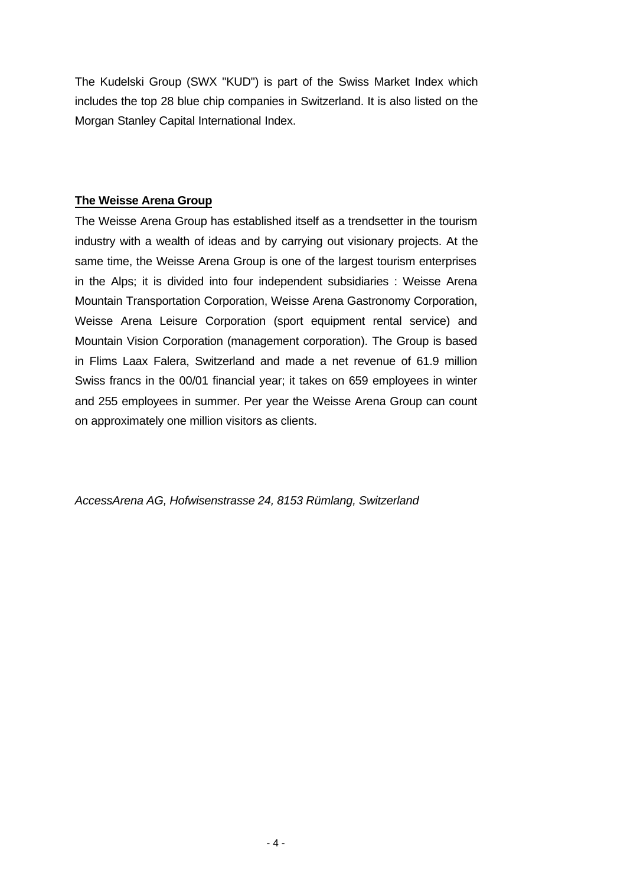The Kudelski Group (SWX "KUD") is part of the Swiss Market Index which includes the top 28 blue chip companies in Switzerland. It is also listed on the Morgan Stanley Capital International Index.

**The Weisse Arena Group**

The Weisse Arena Group has established itself as a trendsetter in the tourism industry with a wealth of ideas and by carrying out visionary projects. At the same time, the Weisse Arena Group is one of the largest tourism enterprises in the Alps; it is divided into four independent subsidiaries : Weisse Arena Mountain Transportation Corporation, Weisse Arena Gastronomy Corporation, Weisse Arena Leisure Corporation (sport equipment rental service) and Mountain Vision Corporation (management corporation). The Group is based in Flims Laax Falera, Switzerland and made a net revenue of 61.9 million Swiss francs in the 00/01 financial year; it takes on 659 employees in winter and 255 employees in summer. Per year the Weisse Arena Group can count on approximately one million visitors as clients.

*AccessArena AG, Hofwisenstrasse 24, 8153 Rümlang, Switzerland*